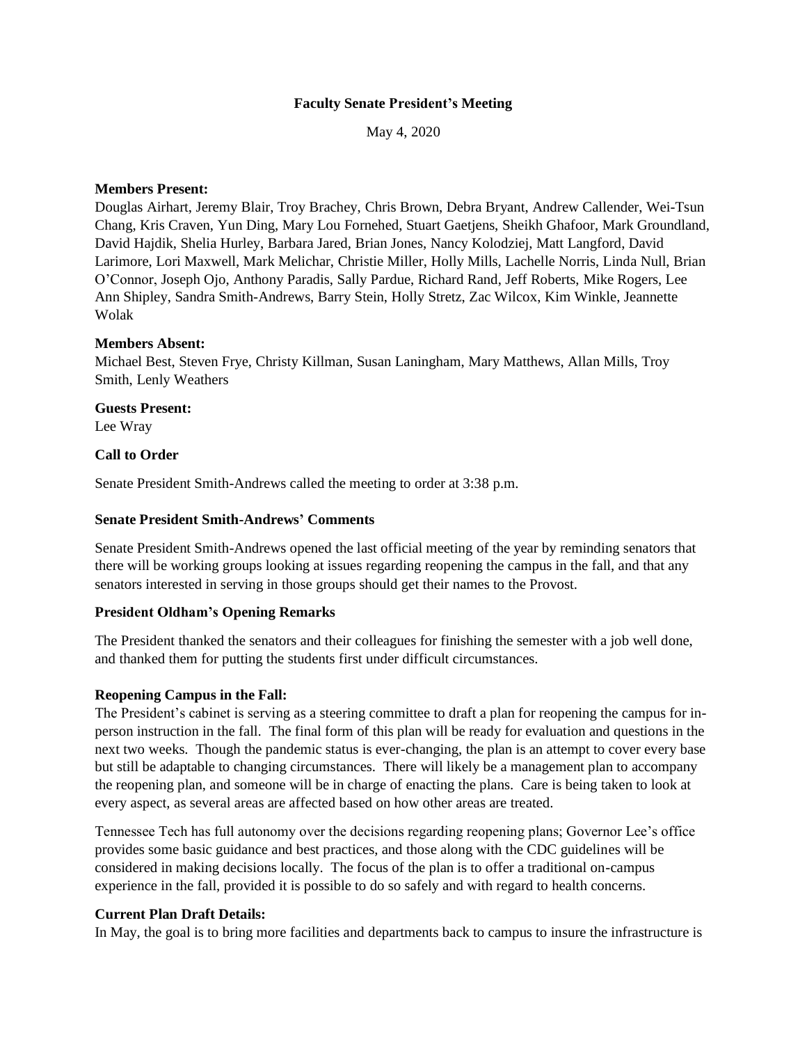# Faculty Senate President's Meeting

May 4, 2020

**Members Present:**

Douglas Airhart, Jeremy Blair, Troy Brachey, Chris Brown, Debra Bryant, Andrew Callender, Wei-Tsun Chang, Kris Craven, Yun Ding, Mary Lou Fornehed, Stuart Gaetjens, Sheikh Ghafoor, Mark Groundland, David Hajdik, Shelia Hurley, Barbara Jared, Brian Jones, Nancy Kolodziej, Matt Langford, David Larimore, Lori Maxwell, Mark Melichar, Christie Miller, Holly Mills, Lachelle Norris, Linda Null, Brian O'Connor, Joseph Ojo, Anthony Paradis, Sally Pardue, Richard Rand, Jeff Roberts, Mike Rogers, Lee Ann Shipley, Sandra Smith-Andrews, Barry Stein, Holly Stretz, Zac Wilcox, Kim Winkle, Jeannette Wolak

**Members Absent:**

Michael Best, Steven Frye, Christy Killman, Susan Laningham, Mary Matthews, Allan Mills, Troy Smith, Lenly Weathers

**Guests Present:**

Lee Wray

**Call to Order**

Senate President Smith-Andrews called the meeting to order at 3:38 p.m.

**Senate President Smith-Andrews' Comments**

Senate President Smith-Andrews opened the last official meeting of the year by reminding senators that there will be working groups looking at issues regarding reopening the campus in the fall, and that any senators interested in serving in those groups should get their names to the Provost.

**President Oldham's Opening Remarks**

The President thanked the senators and their colleagues for finishing the semester with a job well done, and thanked them for putting the students first under difficult circumstances.

**Reopening Campus in the Fall:**

The President's cabinet is serving as a steering committee to draft a plan for reopening the campus for in-person instruction in the fall. The final form of this plan will be ready for evaluation and questions in the next two weeks. Though the pandemic status is ever-changing, the plan is an attempt to cover every base but still be adaptable to changing circumstances. There will likely be a management plan to accompany the reopening plan, and someone will be in charge of enacting the plans. Care is being taken to look at every aspect, as several areas are affected based on how other areas are treated.

Tennessee Tech has full autonomy over the decisions regarding reopening plans; Governor Lee's office provides some basic guidance and best practices, and those along with the CDC guidelines will be considered in making decisions locally. The focus of the plan is to offer a traditional on-campus experience in the fall, provided it is possible to do so safely and with regard to health concerns.

**Current Plan Draft Details:**

In May, the goal is to bring more facilities and departments back to campus to insure the infrastructure is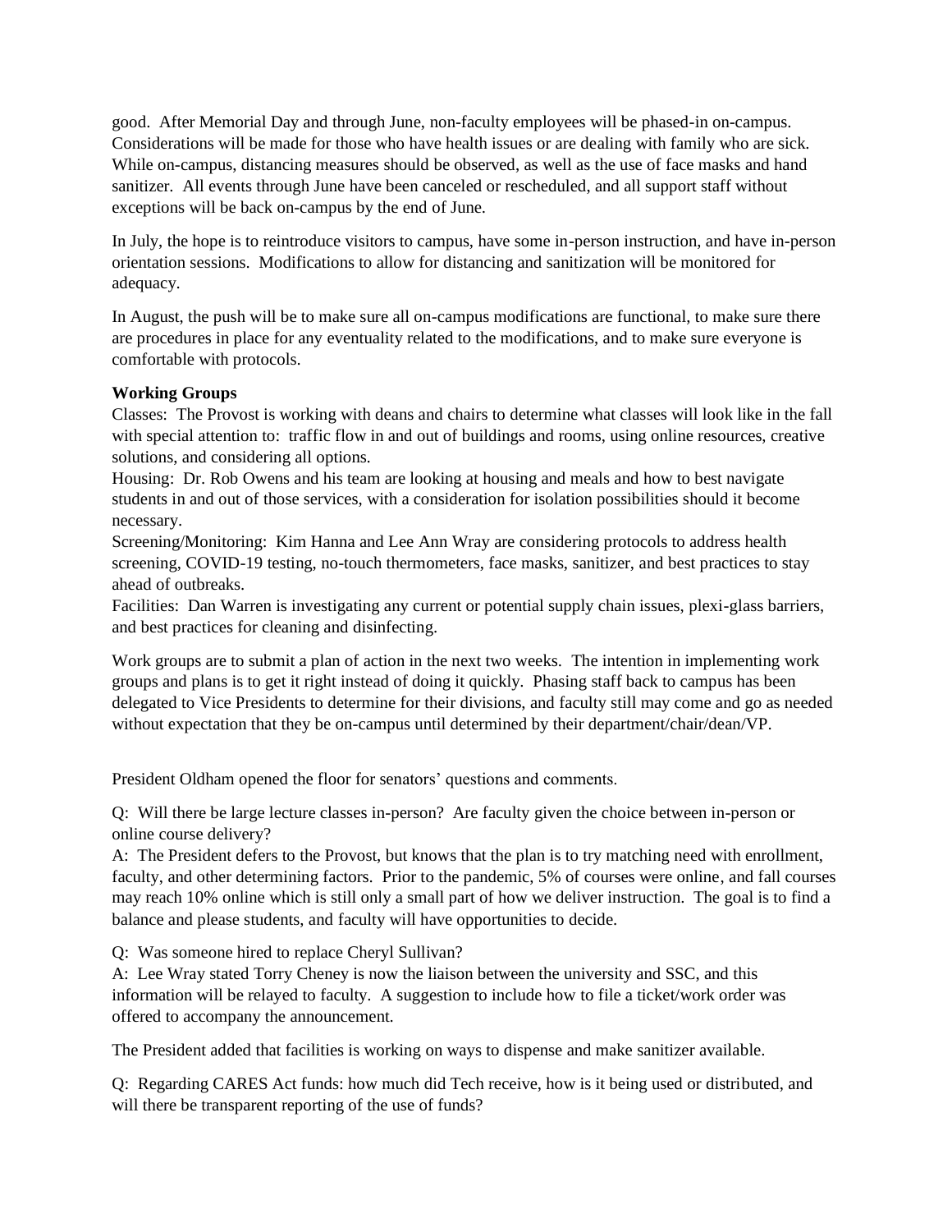good. After Memorial Day and through June, non-faculty employees will be phased-in on-campus. Considerations will be made for those who have health issues or are dealing with family who are sick. While on-campus, distancing measures should be observed, as well as the use of face masks and hand sanitizer. All events through June have been canceled or rescheduled, and all support staff without exceptions will be back on-campus by the end of June.

In July, the hope is to reintroduce visitors to campus, have some in-person instruction, and have in-person orientation sessions. Modifications to allow for distancing and sanitization will be monitored for adequacy.

In August, the push will be to make sure all on-campus modifications are functional, to make sure there are procedures in place for any eventuality related to the modifications, and to make sure everyone is comfortable with protocols.

**Working Groups**

Classes: The Provost is working with deans and chairs to determine what classes will look like in the fall with special attention to: traffic flow in and out of buildings and rooms, using online resources, creative solutions, and considering all options.

Housing: Dr. Rob Owens and his team are looking at housing and meals and how to best navigate students in and out of those services, with a consideration for isolation possibilities should it become necessary.

Screening/Monitoring: Kim Hanna and Lee Ann Wray are considering protocols to address health screening, COVID-19 testing, no-touch thermometers, face masks, sanitizer, and best practices to stay ahead of outbreaks.

Facilities: Dan Warren is investigating any current or potential supply chain issues, plexi-glass barriers, and best practices for cleaning and disinfecting.

Work groups are to submit a plan of action in the next two weeks. The intention in implementing work groups and plans is to get it right instead of doing it quickly. Phasing staff back to campus has been delegated to Vice Presidents to determine for their divisions, and faculty still may come and go as needed without expectation that they be on-campus until determined by their department/chair/dean/VP.

President Oldham opened the floor for senators' questions and comments.

Q: Will there be large lecture classes in-person? Are faculty given the choice between in-person or online course delivery?

A: The President defers to the Provost, but knows that the plan is to try matching need with enrollment, faculty, and other determining factors. Prior to the pandemic, 5% of courses were online, and fall courses may reach 10% online which is still only a small part of how we deliver instruction. The goal is to find a balance and please students, and faculty will have opportunities to decide.

Q: Was someone hired to replace Cheryl Sullivan?

A: Lee Wray stated Torry Cheney is now the liaison between the university and SSC, and this information will be relayed to faculty. A suggestion to include how to file a ticket/work order was offered to accompany the announcement.

The President added that facilities is working on ways to dispense and make sanitizer available.

Q: Regarding CARES Act funds: how much did Tech receive, how is it being used or distributed, and will there be transparent reporting of the use of funds?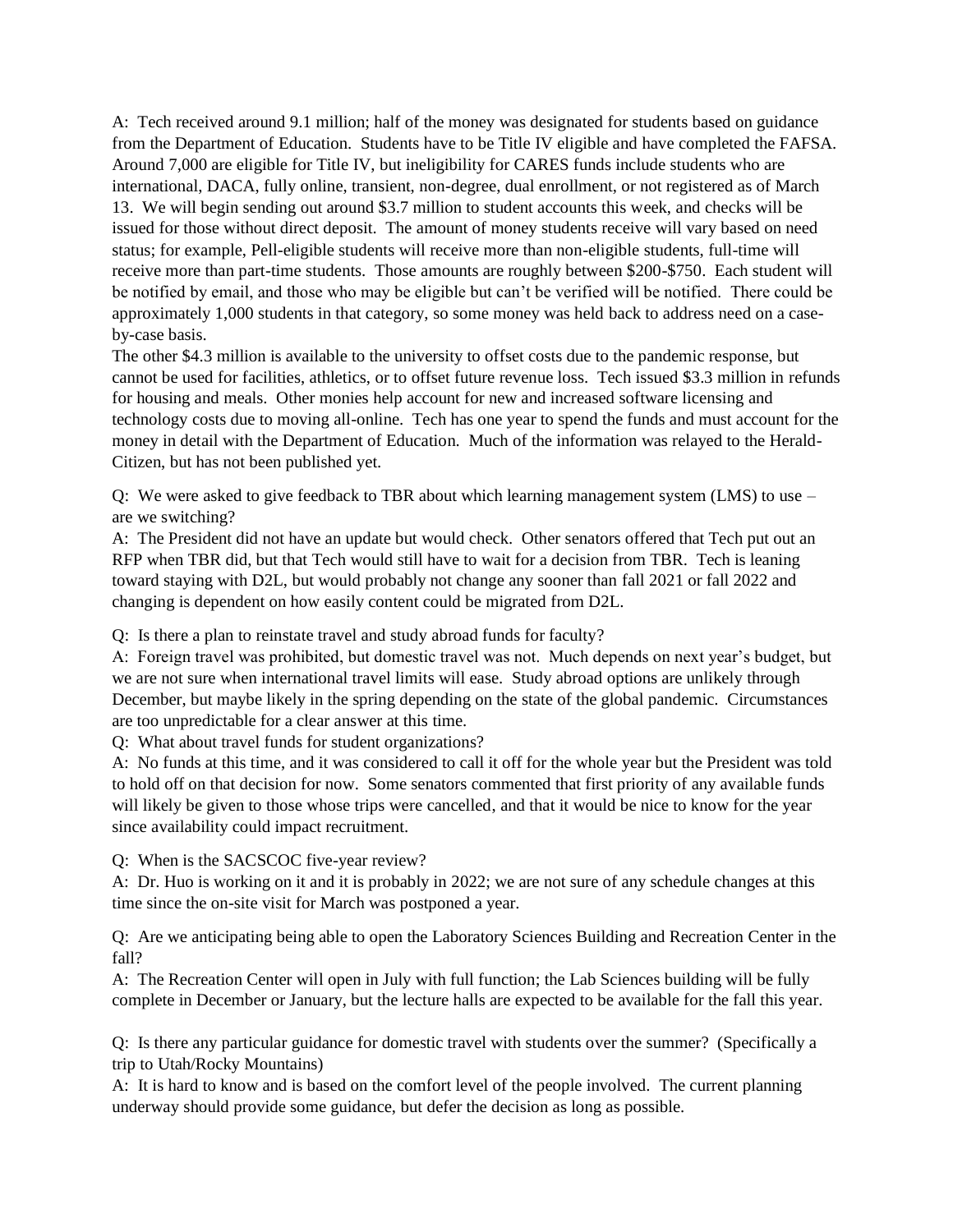A: Tech received around 9.1 million; half of the money was designated for students based on guidance from the Department of Education. Students have to be Title IV eligible and have completed the FAFSA. Around 7,000 are eligible for Title IV, but ineligibility for CARES funds include students who are international, DACA, fully online, transient, non-degree, dual enrollment, or not registered as of March 13. We will begin sending out around $3.7 million to student accounts this week, and checks will be issued for those without direct deposit. The amount of money students receive will vary based on need status; for example, Pell-eligible students will receive more than non-eligible students, full-time will receive more than part-time students. Those amounts are roughly between $200-$750. Each student will be notified by email, and those who may be eligible but can't be verified will be notified. There could be approximately 1,000 students in that category, so some money was held back to address need on a case-by-case basis.

The other $4.3 million is available to the university to offset costs due to the pandemic response, but cannot be used for facilities, athletics, or to offset future revenue loss. Tech issued $3.3 million in refunds for housing and meals. Other monies help account for new and increased software licensing and technology costs due to moving all-online. Tech has one year to spend the funds and must account for the money in detail with the Department of Education. Much of the information was relayed to the Herald-Citizen, but has not been published yet.

Q: We were asked to give feedback to TBR about which learning management system (LMS) to use – are we switching?

A: The President did not have an update but would check. Other senators offered that Tech put out an RFP when TBR did, but that Tech would still have to wait for a decision from TBR. Tech is leaning toward staying with D2L, but would probably not change any sooner than fall 2021 or fall 2022 and changing is dependent on how easily content could be migrated from D2L.

Q: Is there a plan to reinstate travel and study abroad funds for faculty?

A: Foreign travel was prohibited, but domestic travel was not. Much depends on next year's budget, but we are not sure when international travel limits will ease. Study abroad options are unlikely through December, but maybe likely in the spring depending on the state of the global pandemic. Circumstances are too unpredictable for a clear answer at this time.

Q: What about travel funds for student organizations?

A: No funds at this time, and it was considered to call it off for the whole year but the President was told to hold off on that decision for now. Some senators commented that first priority of any available funds will likely be given to those whose trips were cancelled, and that it would be nice to know for the year since availability could impact recruitment.

Q: When is the SACSCOC five-year review?

A: Dr. Huo is working on it and it is probably in 2022; we are not sure of any schedule changes at this time since the on-site visit for March was postponed a year.

Q: Are we anticipating being able to open the Laboratory Sciences Building and Recreation Center in the fall?

A: The Recreation Center will open in July with full function; the Lab Sciences building will be fully complete in December or January, but the lecture halls are expected to be available for the fall this year.

Q: Is there any particular guidance for domestic travel with students over the summer? (Specifically a trip to Utah/Rocky Mountains)

A: It is hard to know and is based on the comfort level of the people involved. The current planning underway should provide some guidance, but defer the decision as long as possible.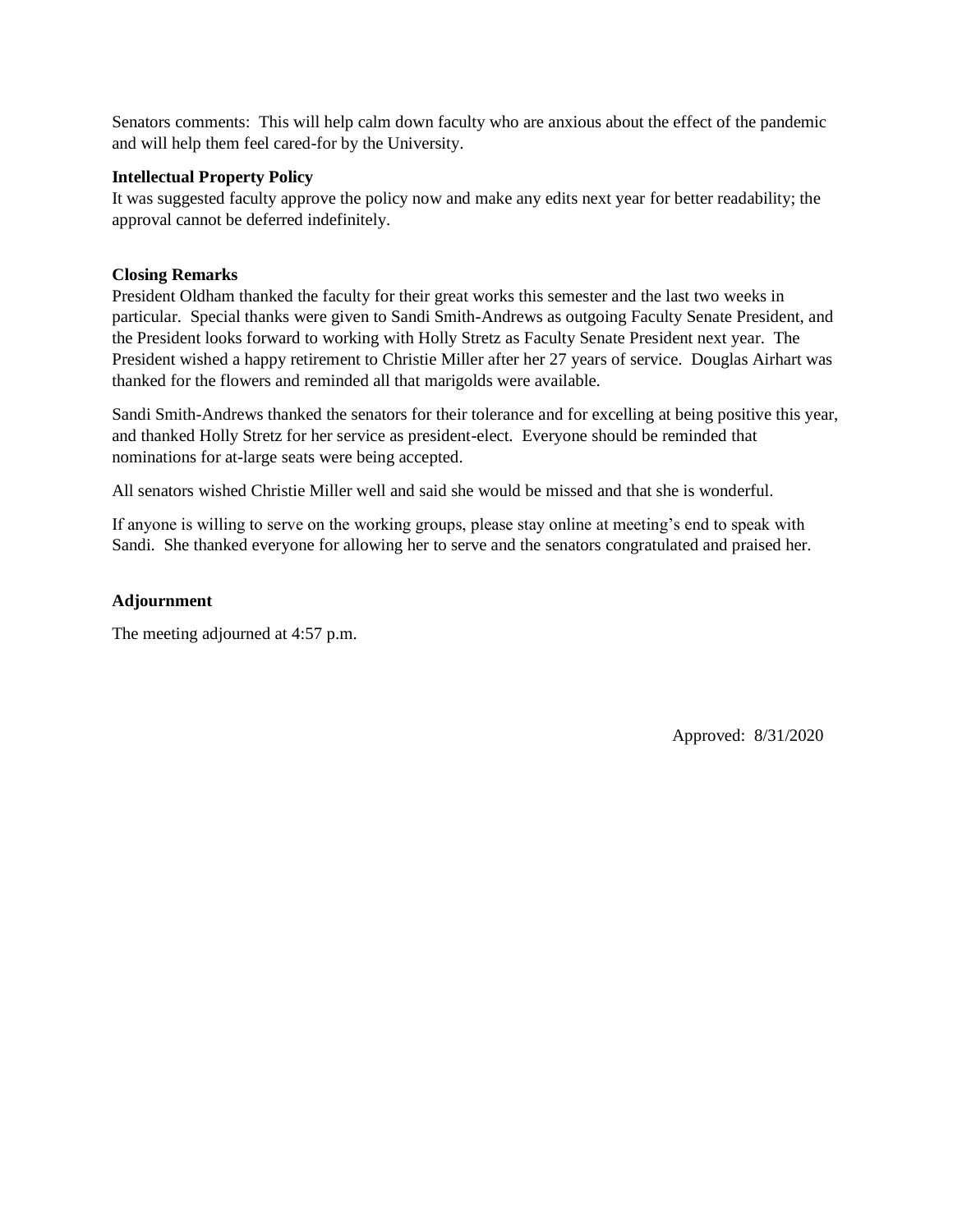Senators comments: This will help calm down faculty who are anxious about the effect of the pandemic and will help them feel cared-for by the University.

**Intellectual Property Policy**

It was suggested faculty approve the policy now and make any edits next year for better readability; the approval cannot be deferred indefinitely.

**Closing Remarks**

President Oldham thanked the faculty for their great works this semester and the last two weeks in particular. Special thanks were given to Sandi Smith-Andrews as outgoing Faculty Senate President, and the President looks forward to working with Holly Stretz as Faculty Senate President next year. The President wished a happy retirement to Christie Miller after her 27 years of service. Douglas Airhart was thanked for the flowers and reminded all that marigolds were available.

Sandi Smith-Andrews thanked the senators for their tolerance and for excelling at being positive this year, and thanked Holly Stretz for her service as president-elect. Everyone should be reminded that nominations for at-large seats were being accepted.

All senators wished Christie Miller well and said she would be missed and that she is wonderful.

If anyone is willing to serve on the working groups, please stay online at meeting's end to speak with Sandi. She thanked everyone for allowing her to serve and the senators congratulated and praised her.

**Adjournment**

The meeting adjourned at 4:57 p.m.

Approved: 8/31/2020